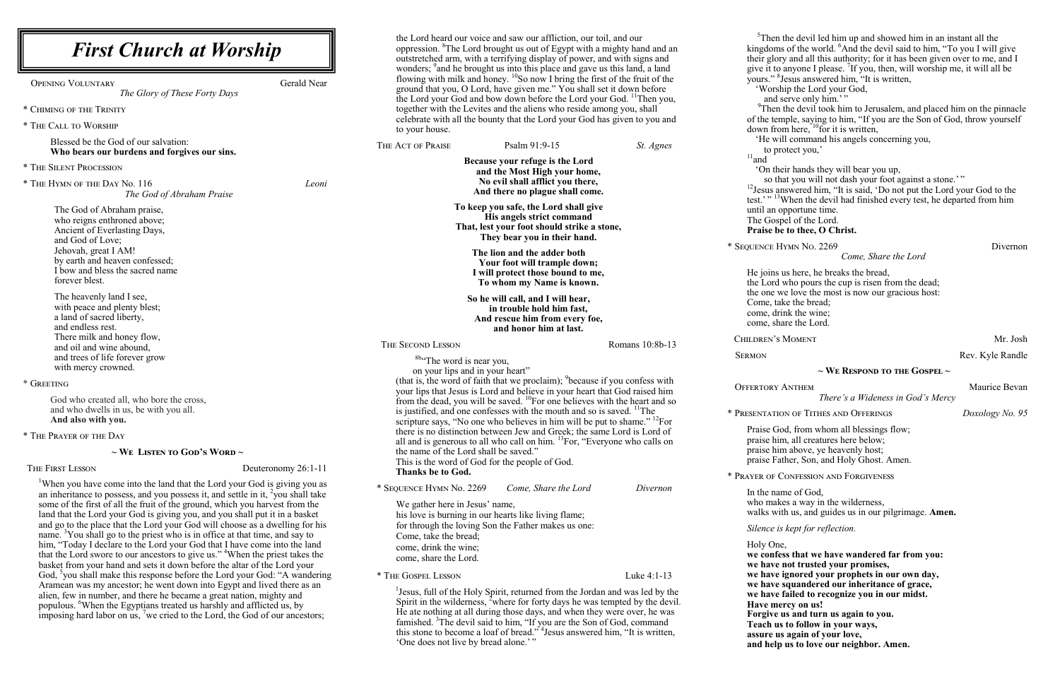# First Church at Worship

OPENING VOLUNTARY — Gerald Near
*The Glory of These Forty Days*

\* CHIMING OF THE TRINITY

\* THE CALL TO WORSHIP

Blessed be the God of our salvation:
**Who bears our burdens and forgives our sins.**

\* THE SILENT PROCESSION

\* THE HYMN OF THE DAY No. 116 — *Leoni*
*The God of Abraham Praise*

The God of Abraham praise,
who reigns enthroned above;
Ancient of Everlasting Days,
and God of Love;
Jehovah, great I AM!
by earth and heaven confessed;
I bow and bless the sacred name
forever blest.

The heavenly land I see,
with peace and plenty blest;
a land of sacred liberty,
and endless rest.
There milk and honey flow,
and oil and wine abound,
and trees of life forever grow
with mercy crowned.

\* GREETING

God who created all, who bore the cross,
and who dwells in us, be with you all.
**And also with you.**

\* THE PRAYER OF THE DAY

## ~ WE LISTEN TO GOD'S WORD ~

THE FIRST LESSON — Deuteronomy 26:1-11

[1]When you have come into the land that the Lord your God is giving you as an inheritance to possess, and you possess it, and settle in it, [2]you shall take some of the first of all the fruit of the ground, which you harvest from the land that the Lord your God is giving you, and you shall put it in a basket and go to the place that the Lord your God will choose as a dwelling for his name. [3]You shall go to the priest who is in office at that time, and say to him, "Today I declare to the Lord your God that I have come into the land that the Lord swore to our ancestors to give us." [4]When the priest takes the basket from your hand and sets it down before the altar of the Lord your God, [5]you shall make this response before the Lord your God: "A wandering Aramean was my ancestor; he went down into Egypt and lived there as an alien, few in number, and there he became a great nation, mighty and populous. [6]When the Egyptians treated us harshly and afflicted us, by imposing hard labor on us, [7]we cried to the Lord, the God of our ancestors; the Lord heard our voice and saw our affliction, our toil, and our oppression. [8]The Lord brought us out of Egypt with a mighty hand and an outstretched arm, with a terrifying display of power, and with signs and wonders; [9]and he brought us into this place and gave us this land, a land flowing with milk and honey. [10]So now I bring the first of the fruit of the ground that you, O Lord, have given me." You shall set it down before the Lord your God and bow down before the Lord your God. [11]Then you, together with the Levites and the aliens who reside among you, shall celebrate with all the bounty that the Lord your God has given to you and to your house.

THE ACT OF PRAISE — Psalm 91:9-15 — *St. Agnes*

**Because your refuge is the Lord**
**and the Most High your home,**
**No evil shall afflict you there,**
**And there no plague shall come.**

**To keep you safe, the Lord shall give**
**His angels strict command**
**That, lest your foot should strike a stone,**
**They bear you in their hand.**

**The lion and the adder both**
**Your foot will trample down;**
**I will protect those bound to me,**
**To whom my Name is known.**

**So he will call, and I will hear,**
**in trouble hold him fast,**
**And rescue him from every foe,**
**and honor him at last.**

THE SECOND LESSON — Romans 10:8b-13

[8b]"The word is near you,
on your lips and in your heart"
(that is, the word of faith that we proclaim); [9]because if you confess with your lips that Jesus is Lord and believe in your heart that God raised him from the dead, you will be saved. [10]For one believes with the heart and so is justified, and one confesses with the mouth and so is saved. [11]The scripture says, "No one who believes in him will be put to shame." [12]For there is no distinction between Jew and Greek; the same Lord is Lord of all and is generous to all who call on him. [13]For, "Everyone who calls on the name of the Lord shall be saved."
This is the word of God for the people of God.
**Thanks be to God.**

\* SEQUENCE HYMN No. 2269 — *Come, Share the Lord* — *Divernon*

We gather here in Jesus' name,
his love is burning in our hearts like living flame;
for through the loving Son the Father makes us one:
Come, take the bread;
come, drink the wine;
come, share the Lord.

\* THE GOSPEL LESSON — Luke 4:1-13

[1]Jesus, full of the Holy Spirit, returned from the Jordan and was led by the Spirit in the wilderness, [2]where for forty days he was tempted by the devil. He ate nothing at all during those days, and when they were over, he was famished. [3]The devil said to him, "If you are the Son of God, command this stone to become a loaf of bread." [4]Jesus answered him, "It is written, 'One does not live by bread alone.'"

[5]Then the devil led him up and showed him in an instant all the kingdoms of the world. [6]And the devil said to him, "To you I will give their glory and all this authority; for it has been given over to me, and I give it to anyone I please. [7]If you, then, will worship me, it will all be yours." [8]Jesus answered him, "It is written,
'Worship the Lord your God,
and serve only him.'"
[9]Then the devil took him to Jerusalem, and placed him on the pinnacle of the temple, saying to him, "If you are the Son of God, throw yourself down from here, [10]for it is written,
'He will command his angels concerning you,
to protect you,'
[11]and
'On their hands they will bear you up,
so that you will not dash your foot against a stone.'"
[12]Jesus answered him, "It is said, 'Do not put the Lord your God to the test.'" [13]When the devil had finished every test, he departed from him until an opportune time.
The Gospel of the Lord.
**Praise be to thee, O Christ.**

\* SEQUENCE HYMN No. 2269 — Divernon
*Come, Share the Lord*

He joins us here, he breaks the bread,
the Lord who pours the cup is risen from the dead;
the one we love the most is now our gracious host:
Come, take the bread;
come, drink the wine;
come, share the Lord.

CHILDREN'S MOMENT — Mr. Josh

SERMON — Rev. Kyle Randle

## ~ WE RESPOND TO THE GOSPEL ~

OFFERTORY ANTHEM — Maurice Bevan
*There's a Wideness in God's Mercy*

\* PRESENTATION OF TITHES AND OFFERINGS — *Doxology No. 95*

Praise God, from whom all blessings flow;
praise him, all creatures here below;
praise him above, ye heavenly host;
praise Father, Son, and Holy Ghost. Amen.

\* PRAYER OF CONFESSION AND FORGIVENESS

In the name of God,
who makes a way in the wilderness,
walks with us, and guides us in our pilgrimage. **Amen.**

*Silence is kept for reflection.*

Holy One,
**we confess that we have wandered far from you:**
**we have not trusted your promises,**
**we have ignored your prophets in our own day,**
**we have squandered our inheritance of grace,**
**we have failed to recognize you in our midst.**
**Have mercy on us!**
**Forgive us and turn us again to you.**
**Teach us to follow in your ways,**
**assure us again of your love,**
**and help us to love our neighbor. Amen.**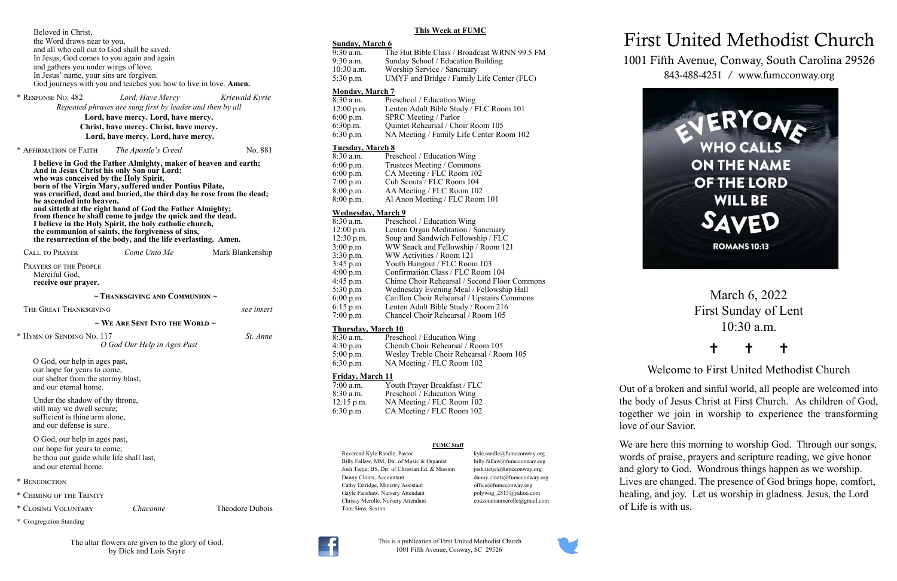Beloved in Christ,
the Word draws near to you,
and all who call out to God shall be saved.
In Jesus, God comes to you again and again
and gathers you under wings of love.
In Jesus' name, your sins are forgiven.
God journeys with you and teaches you how to live in love. **Amen.**

\* RESPONSE No. 482 — *Lord, Have Mercy* — *Kriewald Kyrie*

*Repeated phrases are sung first by leader and then by all*

**Lord, have mercy. Lord, have mercy.**
**Christ, have mercy. Christ, have mercy.**
**Lord, have mercy. Lord, have mercy.**

\* AFFIRMATION OF FAITH — *The Apostle's Creed* — No. 881

**I believe in God the Father Almighty, maker of heaven and earth;**
**And in Jesus Christ his only Son our Lord;**
**who was conceived by the Holy Spirit,**
**born of the Virgin Mary, suffered under Pontius Pilate,**
**was crucified, dead and buried, the third day he rose from the dead;**
**he ascended into heaven,**
**and sitteth at the right hand of God the Father Almighty;**
**from thence he shall come to judge the quick and the dead.**
**I believe in the Holy Spirit, the holy catholic church,**
**the communion of saints, the forgiveness of sins,**
**the resurrection of the body, and the life everlasting. Amen.**

CALL TO PRAYER — *Come Unto Me* — Mark Blankenship

PRAYERS OF THE PEOPLE
Merciful God,
**receive our prayer.**

**~ THANKSGIVING AND COMMUNION ~**

THE GREAT THANKSGIVING — *see insert*

**~ WE ARE SENT INTO THE WORLD ~**

\* HYMN OF SENDING No. 117 — *St. Anne*
*O God Our Help in Ages Past*

O God, our help in ages past,
our hope for years to come,
our shelter from the stormy blast,
and our eternal home.

Under the shadow of thy throne,
still may we dwell secure;
sufficient is thine arm alone,
and our defense is sure.

O God, our help in ages past,
our hope for years to come;
be thou our guide while life shall last,
and our eternal home.

\* BENEDICTION

\* CHIMING OF THE TRINITY

\* CLOSING VOLUNTARY — *Chaconne* — Theodore Dubois

\* Congregation Standing

The altar flowers are given to the glory of God,
by Dick and Lois Sayre

## This Week at FUMC

**Sunday, March 6**

| | |
|---|---|
| 9:30 a.m. | The Hut Bible Class / Broadcast WRNN 99.5 FM |
| 9:30 a.m. | Sunday School / Education Building |
| 10:30 a.m. | Worship Service / Sanctuary |
| 5:30 p.m. | UMYF and Bridge / Family Life Center (FLC) |

**Monday, March 7**

| | |
|---|---|
| 8:30 a.m. | Preschool / Education Wing |
| 12:00 p.m. | Lenten Adult Bible Study / FLC Room 101 |
| 6:00 p.m. | SPRC Meeting / Parlor |
| 6:30p.m. | Quintet Rehearsal / Choir Room 105 |
| 6:30 p.m. | NA Meeting / Family Life Center Room 102 |

**Tuesday, March 8**

| | |
|---|---|
| 8:30 a.m. | Preschool / Education Wing |
| 6:00 p.m. | Trustees Meeting / Commons |
| 6:00 p.m. | CA Meeting / FLC Room 102 |
| 7:00 p.m. | Cub Scouts / FLC Room 104 |
| 8:00 p.m. | AA Meeting / FLC Room 102 |
| 8:00 p.m. | Al Anon Meeting / FLC Room 101 |

**Wednesday, March 9**

| | |
|---|---|
| 8:30 a.m. | Preschool / Education Wing |
| 12:00 p.m. | Lenten Organ Meditation / Sanctuary |
| 12:30 p.m. | Soup and Sandwich Fellowship / FLC |
| 3:00 p.m. | WW Snack and Fellowship / Room 121 |
| 3:30 p.m. | WW Activities / Room 121 |
| 3:45 p.m. | Youth Hangout / FLC Room 103 |
| 4:00 p.m. | Confirmation Class / FLC Room 104 |
| 4:45 p.m. | Chime Choir Rehearsal / Second Floor Commons |
| 5:30 p.m. | Wednesday Evening Meal / Fellowship Hall |
| 6:00 p.m. | Carillon Choir Rehearsal / Upstairs Commons |
| 6:15 p.m. | Lenten Adult Bible Study / Room 216 |
| 7:00 p.m. | Chancel Choir Rehearsal / Room 105 |

**Thursday, March 10**

| | |
|---|---|
| 8:30 a.m. | Preschool / Education Wing |
| 4:30 p.m. | Cherub Choir Rehearsal / Room 105 |
| 5:00 p.m. | Wesley Treble Choir Rehearsal / Room 105 |
| 6:30 p.m. | NA Meeting / FLC Room 102 |

**Friday, March 11**

| | |
|---|---|
| 7:00 a.m. | Youth Prayer Breakfast / FLC |
| 8:30 a.m. | Preschool / Education Wing |
| 12:15 p.m. | NA Meeting / FLC Room 102 |
| 6:30 p.m. | CA Meeting / FLC Room 102 |

### FUMC Staff

| | |
|---|---|
| Reverend Kyle Randle, Pastor | kyle.randle@fumcconway.org |
| Billy Fallaw, MM, Dir. of Music & Organist | billy.fallaw@fumcconway.org |
| Josh Tietje, BS, Dir. of Christian Ed. & Mission | josh.tietje@fumcconway.org |
| Danny Clonts, Accountant | danny.clonts@fumcconway.org |
| Cathy Estridge, Ministry Assistant | office@fumcconway.org |
| Gayle Fanshaw, Nursery Attendant | polywog_2815@yahoo.com |
| Chrissy Merolle, Nursery Attendant | couzounianmerolle@gmail.com |
| Tom Sims, Sexton | |

This is a publication of First United Methodist Church
1001 Fifth Avenue, Conway, SC 29526

# First United Methodist Church

1001 Fifth Avenue, Conway, South Carolina 29526
843-488-4251 / www.fumcconway.org

EVERYONE WHO CALLS ON THE NAME OF THE LORD WILL BE SAVED
ROMANS 10:13

March 6, 2022
First Sunday of Lent
10:30 a.m.

✝ ✝ ✝

## Welcome to First United Methodist Church

Out of a broken and sinful world, all people are welcomed into the body of Jesus Christ at First Church. As children of God, together we join in worship to experience the transforming love of our Savior.

We are here this morning to worship God. Through our songs, words of praise, prayers and scripture reading, we give honor and glory to God. Wondrous things happen as we worship. Lives are changed. The presence of God brings hope, comfort, healing, and joy. Let us worship in gladness. Jesus, the Lord of Life is with us.